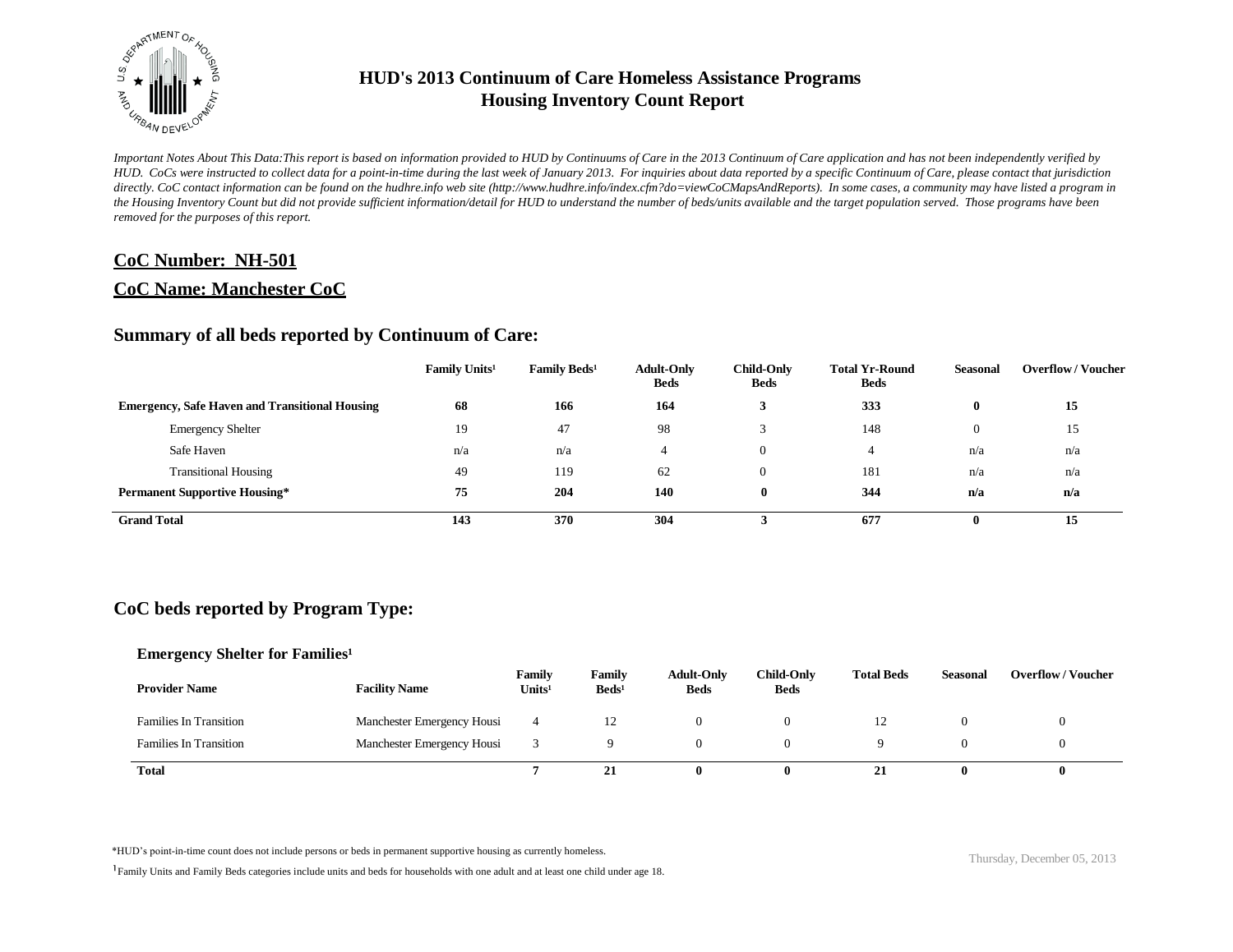# HUD's 2013 Continuum of Care Homeless Assistance Programs
# Housing Inventory Count Report

*Important Notes About This Data:This report is based on information provided to HUD by Continuums of Care in the 2013 Continuum of Care application and has not been independently verified by HUD. CoCs were instructed to collect data for a point-in-time during the last week of January 2013. For inquiries about data reported by a specific Continuum of Care, please contact that jurisdiction directly. CoC contact information can be found on the hudhre.info web site (http://www.hudhre.info/index.cfm?do=viewCoCMapsAndReports). In some cases, a community may have listed a program in the Housing Inventory Count but did not provide sufficient information/detail for HUD to understand the number of beds/units available and the target population served. Those programs have been removed for the purposes of this report.*

## CoC Number: NH-501

## CoC Name: Manchester CoC

## Summary of all beds reported by Continuum of Care:

| | Family Units[1] | Family Beds[1] | Adult-Only Beds | Child-Only Beds | Total Yr-Round Beds | Seasonal | Overflow / Voucher |
|---|---|---|---|---|---|---|---|
| **Emergency, Safe Haven and Transitional Housing** | **68** | **166** | **164** | **3** | **333** | **0** | **15** |
| Emergency Shelter | 19 | 47 | 98 | 3 | 148 | 0 | 15 |
| Safe Haven | n/a | n/a | 4 | 0 | 4 | n/a | n/a |
| Transitional Housing | 49 | 119 | 62 | 0 | 181 | n/a | n/a |
| **Permanent Supportive Housing*** | **75** | **204** | **140** | **0** | **344** | **n/a** | **n/a** |
| **Grand Total** | **143** | **370** | **304** | **3** | **677** | **0** | **15** |

## CoC beds reported by Program Type:

### Emergency Shelter for Families[1]

| Provider Name | Facility Name | Family Units[1] | Family Beds[1] | Adult-Only Beds | Child-Only Beds | Total Beds | Seasonal | Overflow / Voucher |
|---|---|---|---|---|---|---|---|---|
| Families In Transition | Manchester Emergency Housi | 4 | 12 | 0 | 0 | 12 | 0 | 0 |
| Families In Transition | Manchester Emergency Housi | 3 | 9 | 0 | 0 | 9 | 0 | 0 |
| **Total** | | **7** | **21** | **0** | **0** | **21** | **0** | **0** |

*HUD's point-in-time count does not include persons or beds in permanent supportive housing as currently homeless.

[1] Family Units and Family Beds categories include units and beds for households with one adult and at least one child under age 18.

Thursday, December 05, 2013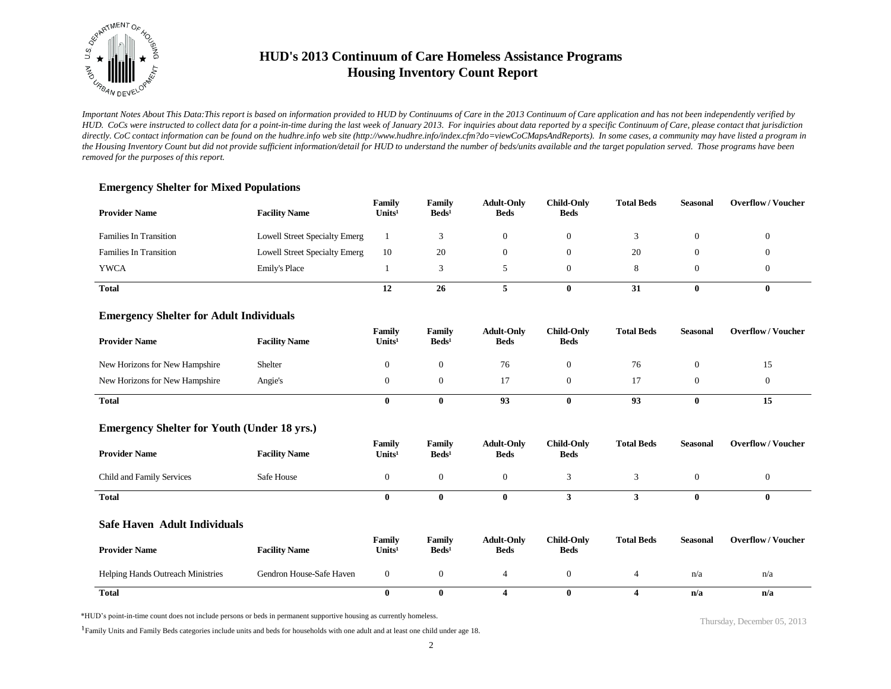# HUD's 2013 Continuum of Care Homeless Assistance Programs
# Housing Inventory Count Report

*Important Notes About This Data:This report is based on information provided to HUD by Continuums of Care in the 2013 Continuum of Care application and has not been independently verified by HUD. CoCs were instructed to collect data for a point-in-time during the last week of January 2013. For inquiries about data reported by a specific Continuum of Care, please contact that jurisdiction directly. CoC contact information can be found on the hudhre.info web site (http://www.hudhre.info/index.cfm?do=viewCoCMapsAndReports). In some cases, a community may have listed a program in the Housing Inventory Count but did not provide sufficient information/detail for HUD to understand the number of beds/units available and the target population served. Those programs have been removed for the purposes of this report.*

### Emergency Shelter for Mixed Populations

| Provider Name | Facility Name | Family Units[1] | Family Beds[1] | Adult-Only Beds | Child-Only Beds | Total Beds | Seasonal | Overflow / Voucher |
|---|---|---|---|---|---|---|---|---|
| Families In Transition | Lowell Street Specialty Emerg | 1 | 3 | 0 | 0 | 3 | 0 | 0 |
| Families In Transition | Lowell Street Specialty Emerg | 10 | 20 | 0 | 0 | 20 | 0 | 0 |
| YWCA | Emily's Place | 1 | 3 | 5 | 0 | 8 | 0 | 0 |
| **Total** | | **12** | **26** | **5** | **0** | **31** | **0** | **0** |

### Emergency Shelter for Adult Individuals

| Provider Name | Facility Name | Family Units[1] | Family Beds[1] | Adult-Only Beds | Child-Only Beds | Total Beds | Seasonal | Overflow / Voucher |
|---|---|---|---|---|---|---|---|---|
| New Horizons for New Hampshire | Shelter | 0 | 0 | 76 | 0 | 76 | 0 | 15 |
| New Horizons for New Hampshire | Angie's | 0 | 0 | 17 | 0 | 17 | 0 | 0 |
| **Total** | | **0** | **0** | **93** | **0** | **93** | **0** | **15** |

### Emergency Shelter for Youth (Under 18 yrs.)

| Provider Name | Facility Name | Family Units[1] | Family Beds[1] | Adult-Only Beds | Child-Only Beds | Total Beds | Seasonal | Overflow / Voucher |
|---|---|---|---|---|---|---|---|---|
| Child and Family Services | Safe House | 0 | 0 | 0 | 3 | 3 | 0 | 0 |
| **Total** | | **0** | **0** | **0** | **3** | **3** | **0** | **0** |

### Safe Haven Adult Individuals

| Provider Name | Facility Name | Family Units[1] | Family Beds[1] | Adult-Only Beds | Child-Only Beds | Total Beds | Seasonal | Overflow / Voucher |
|---|---|---|---|---|---|---|---|---|
| Helping Hands Outreach Ministries | Gendron House-Safe Haven | 0 | 0 | 4 | 0 | 4 | n/a | n/a |
| **Total** | | **0** | **0** | **4** | **0** | **4** | **n/a** | **n/a** |

*HUD's point-in-time count does not include persons or beds in permanent supportive housing as currently homeless.

[1]Family Units and Family Beds categories include units and beds for households with one adult and at least one child under age 18.

Thursday, December 05, 2013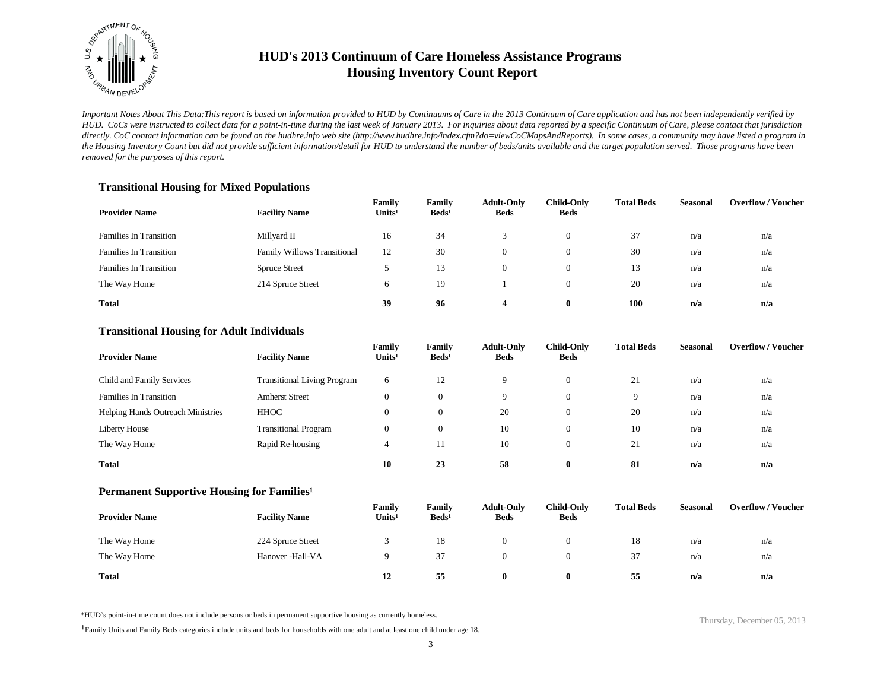# HUD's 2013 Continuum of Care Homeless Assistance Programs
# Housing Inventory Count Report

*Important Notes About This Data: This report is based on information provided to HUD by Continuums of Care in the 2013 Continuum of Care application and has not been independently verified by HUD. CoCs were instructed to collect data for a point-in-time during the last week of January 2013. For inquiries about data reported by a specific Continuum of Care, please contact that jurisdiction directly. CoC contact information can be found on the hudhre.info web site (http://www.hudhre.info/index.cfm?do=viewCoCMapsAndReports). In some cases, a community may have listed a program in the Housing Inventory Count but did not provide sufficient information/detail for HUD to understand the number of beds/units available and the target population served. Those programs have been removed for the purposes of this report.*

### Transitional Housing for Mixed Populations

| Provider Name | Facility Name | Family Units[1] | Family Beds[1] | Adult-Only Beds | Child-Only Beds | Total Beds | Seasonal | Overflow / Voucher |
|---|---|---|---|---|---|---|---|---|
| Families In Transition | Millyard II | 16 | 34 | 3 | 0 | 37 | n/a | n/a |
| Families In Transition | Family Willows Transitional | 12 | 30 | 0 | 0 | 30 | n/a | n/a |
| Families In Transition | Spruce Street | 5 | 13 | 0 | 0 | 13 | n/a | n/a |
| The Way Home | 214 Spruce Street | 6 | 19 | 1 | 0 | 20 | n/a | n/a |
| **Total** | | **39** | **96** | **4** | **0** | **100** | **n/a** | **n/a** |

### Transitional Housing for Adult Individuals

| Provider Name | Facility Name | Family Units[1] | Family Beds[1] | Adult-Only Beds | Child-Only Beds | Total Beds | Seasonal | Overflow / Voucher |
|---|---|---|---|---|---|---|---|---|
| Child and Family Services | Transitional Living Program | 6 | 12 | 9 | 0 | 21 | n/a | n/a |
| Families In Transition | Amherst Street | 0 | 0 | 9 | 0 | 9 | n/a | n/a |
| Helping Hands Outreach Ministries | HHOC | 0 | 0 | 20 | 0 | 20 | n/a | n/a |
| Liberty House | Transitional Program | 0 | 0 | 10 | 0 | 10 | n/a | n/a |
| The Way Home | Rapid Re-housing | 4 | 11 | 10 | 0 | 21 | n/a | n/a |
| **Total** | | **10** | **23** | **58** | **0** | **81** | **n/a** | **n/a** |

### Permanent Supportive Housing for Families[1]

| Provider Name | Facility Name | Family Units[1] | Family Beds[1] | Adult-Only Beds | Child-Only Beds | Total Beds | Seasonal | Overflow / Voucher |
|---|---|---|---|---|---|---|---|---|
| The Way Home | 224 Spruce Street | 3 | 18 | 0 | 0 | 18 | n/a | n/a |
| The Way Home | Hanover -Hall-VA | 9 | 37 | 0 | 0 | 37 | n/a | n/a |
| **Total** | | **12** | **55** | **0** | **0** | **55** | **n/a** | **n/a** |

*HUD's point-in-time count does not include persons or beds in permanent supportive housing as currently homeless.

[1] Family Units and Family Beds categories include units and beds for households with one adult and at least one child under age 18.

Thursday, December 05, 2013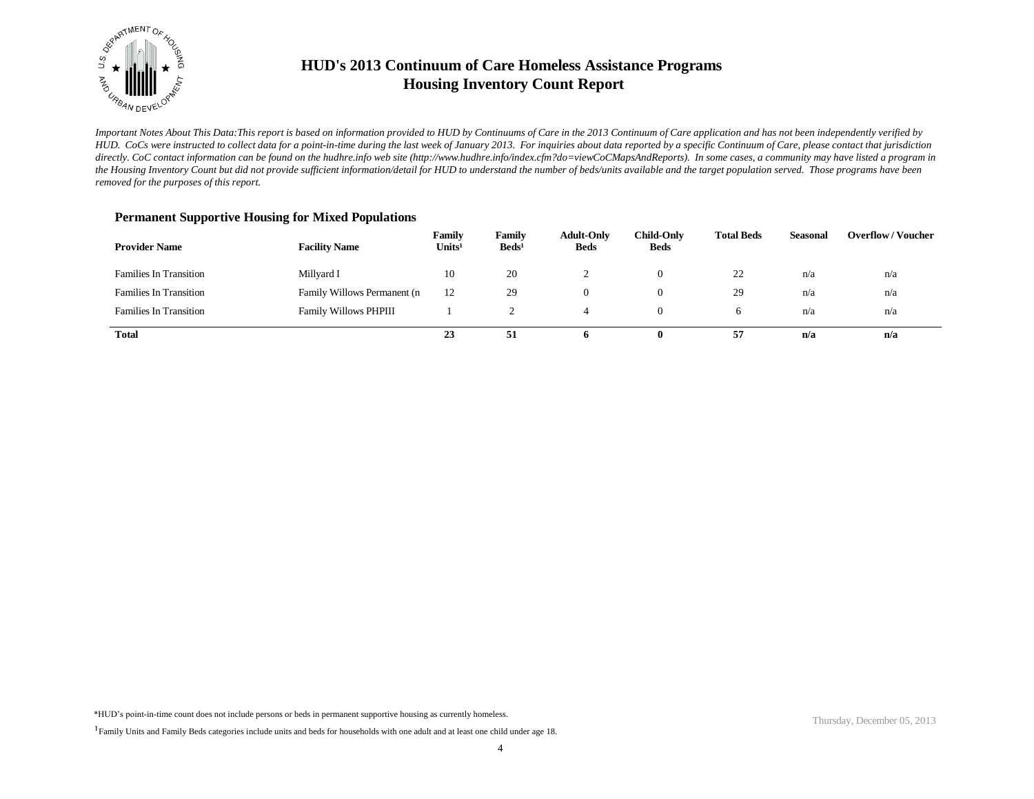# HUD's 2013 Continuum of Care Homeless Assistance Programs
# Housing Inventory Count Report

*Important Notes About This Data:This report is based on information provided to HUD by Continuums of Care in the 2013 Continuum of Care application and has not been independently verified by HUD. CoCs were instructed to collect data for a point-in-time during the last week of January 2013. For inquiries about data reported by a specific Continuum of Care, please contact that jurisdiction directly. CoC contact information can be found on the hudhre.info web site (http://www.hudhre.info/index.cfm?do=viewCoCMapsAndReports). In some cases, a community may have listed a program in the Housing Inventory Count but did not provide sufficient information/detail for HUD to understand the number of beds/units available and the target population served. Those programs have been removed for the purposes of this report.*

### Permanent Supportive Housing for Mixed Populations

| Provider Name | Facility Name | Family Units[1] | Family Beds[1] | Adult-Only Beds | Child-Only Beds | Total Beds | Seasonal | Overflow / Voucher |
|---|---|---|---|---|---|---|---|---|
| Families In Transition | Millyard I | 10 | 20 | 2 | 0 | 22 | n/a | n/a |
| Families In Transition | Family Willows Permanent (n | 12 | 29 | 0 | 0 | 29 | n/a | n/a |
| Families In Transition | Family Willows PHPIII | 1 | 2 | 4 | 0 | 6 | n/a | n/a |
| **Total** | | **23** | **51** | **6** | **0** | **57** | **n/a** | **n/a** |

*HUD's point-in-time count does not include persons or beds in permanent supportive housing as currently homeless.

[1]Family Units and Family Beds categories include units and beds for households with one adult and at least one child under age 18.

Thursday, December 05, 2013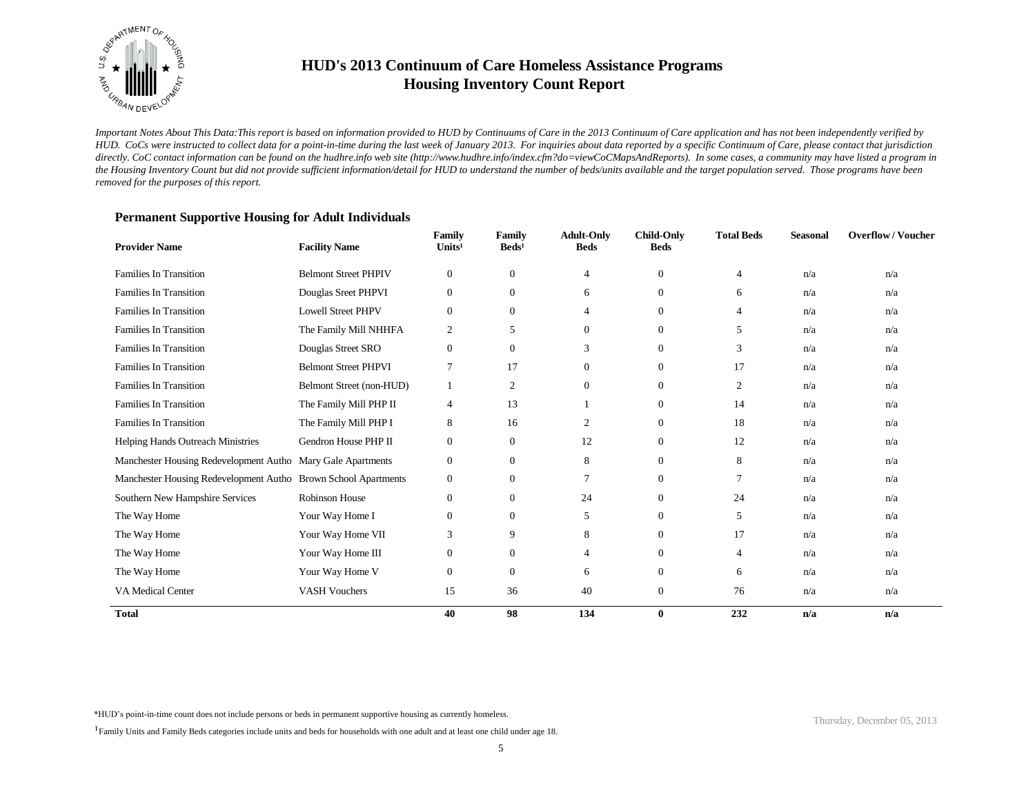# HUD's 2013 Continuum of Care Homeless Assistance Programs
# Housing Inventory Count Report

*Important Notes About This Data:This report is based on information provided to HUD by Continuums of Care in the 2013 Continuum of Care application and has not been independently verified by HUD. CoCs were instructed to collect data for a point-in-time during the last week of January 2013. For inquiries about data reported by a specific Continuum of Care, please contact that jurisdiction directly. CoC contact information can be found on the hudhre.info web site (http://www.hudhre.info/index.cfm?do=viewCoCMapsAndReports). In some cases, a community may have listed a program in the Housing Inventory Count but did not provide sufficient information/detail for HUD to understand the number of beds/units available and the target population served. Those programs have been removed for the purposes of this report.*

### Permanent Supportive Housing for Adult Individuals

| Provider Name | Facility Name | Family Units[1] | Family Beds[1] | Adult-Only Beds | Child-Only Beds | Total Beds | Seasonal | Overflow / Voucher |
|---|---|---|---|---|---|---|---|---|
| Families In Transition | Belmont Street PHPIV | 0 | 0 | 4 | 0 | 4 | n/a | n/a |
| Families In Transition | Douglas Sreet PHPVI | 0 | 0 | 6 | 0 | 6 | n/a | n/a |
| Families In Transition | Lowell Street PHPV | 0 | 0 | 4 | 0 | 4 | n/a | n/a |
| Families In Transition | The Family Mill NHHFA | 2 | 5 | 0 | 0 | 5 | n/a | n/a |
| Families In Transition | Douglas Street SRO | 0 | 0 | 3 | 0 | 3 | n/a | n/a |
| Families In Transition | Belmont Street PHPVI | 7 | 17 | 0 | 0 | 17 | n/a | n/a |
| Families In Transition | Belmont Street (non-HUD) | 1 | 2 | 0 | 0 | 2 | n/a | n/a |
| Families In Transition | The Family Mill PHP II | 4 | 13 | 1 | 0 | 14 | n/a | n/a |
| Families In Transition | The Family Mill PHP I | 8 | 16 | 2 | 0 | 18 | n/a | n/a |
| Helping Hands Outreach Ministries | Gendron House PHP II | 0 | 0 | 12 | 0 | 12 | n/a | n/a |
| Manchester Housing Redevelopment Autho | Mary Gale Apartments | 0 | 0 | 8 | 0 | 8 | n/a | n/a |
| Manchester Housing Redevelopment Autho | Brown School Apartments | 0 | 0 | 7 | 0 | 7 | n/a | n/a |
| Southern New Hampshire Services | Robinson House | 0 | 0 | 24 | 0 | 24 | n/a | n/a |
| The Way Home | Your Way Home I | 0 | 0 | 5 | 0 | 5 | n/a | n/a |
| The Way Home | Your Way Home VII | 3 | 9 | 8 | 0 | 17 | n/a | n/a |
| The Way Home | Your Way Home III | 0 | 0 | 4 | 0 | 4 | n/a | n/a |
| The Way Home | Your Way Home V | 0 | 0 | 6 | 0 | 6 | n/a | n/a |
| VA Medical Center | VASH Vouchers | 15 | 36 | 40 | 0 | 76 | n/a | n/a |
| **Total** | | **40** | **98** | **134** | **0** | **232** | **n/a** | **n/a** |

*HUD's point-in-time count does not include persons or beds in permanent supportive housing as currently homeless.

[1]Family Units and Family Beds categories include units and beds for households with one adult and at least one child under age 18.

Thursday, December 05, 2013